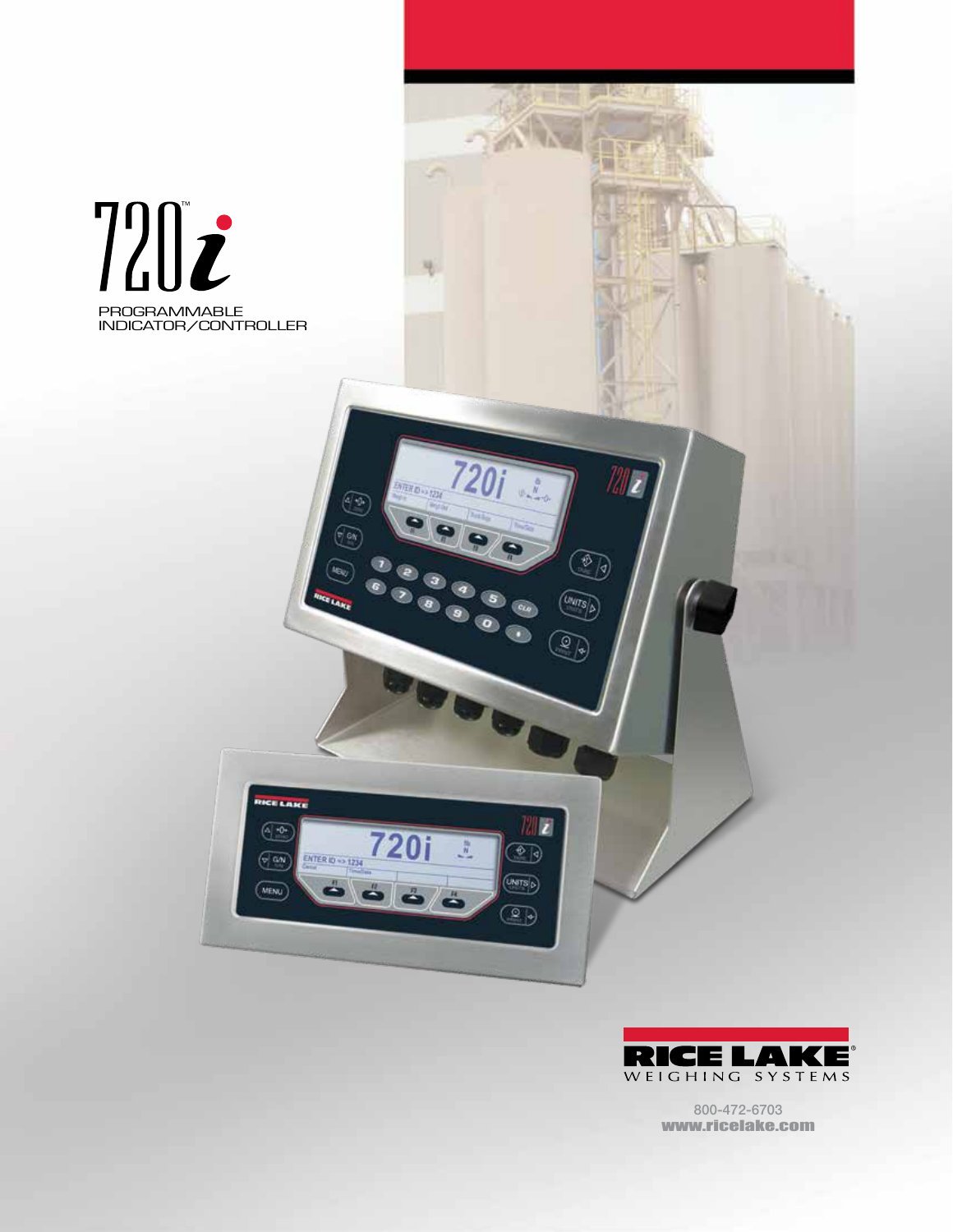# 720i™

PROGRAMMABLE INDICATOR/CONTROLLER

RICE LAKE WEIGHING SYSTEMS

800-472-6703

www.ricelake.com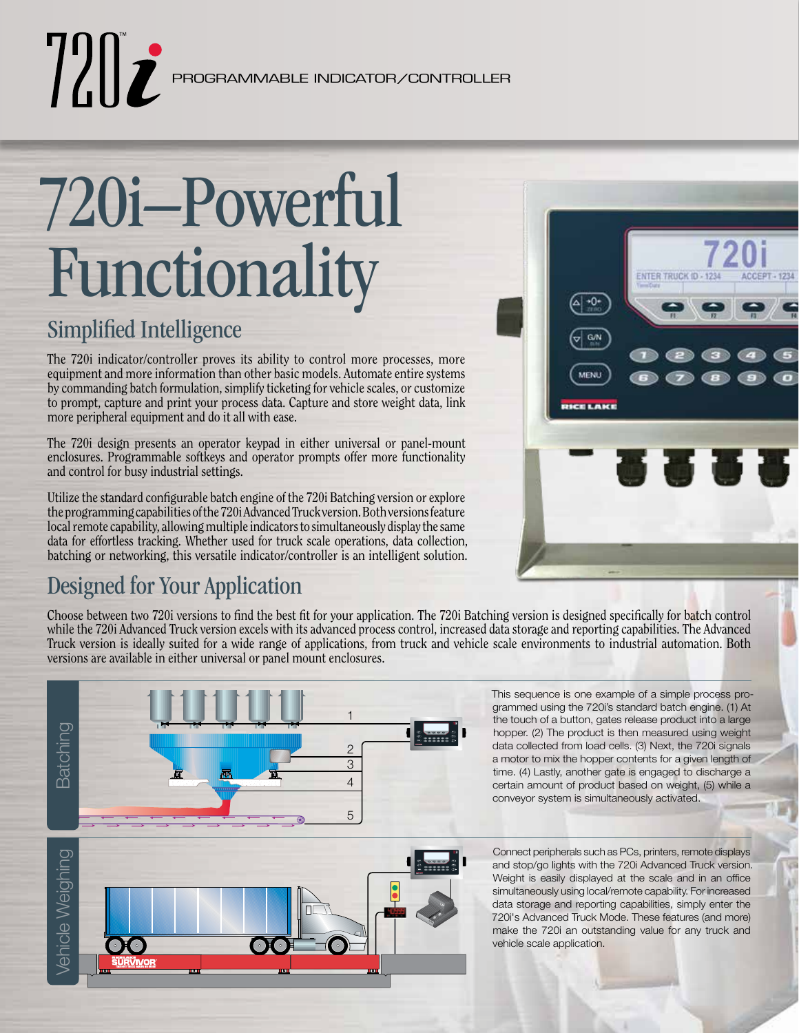# 720i PROGRAMMABLE INDICATOR/CONTROLLER

# 720i–Powerful Functionality

## Simplified Intelligence

The 720i indicator/controller proves its ability to control more processes, more equipment and more information than other basic models. Automate entire systems by commanding batch formulation, simplify ticketing for vehicle scales, or customize to prompt, capture and print your process data. Capture and store weight data, link more peripheral equipment and do it all with ease.

The 720i design presents an operator keypad in either universal or panel-mount enclosures. Programmable softkeys and operator prompts offer more functionality and control for busy industrial settings.

Utilize the standard configurable batch engine of the 720i Batching version or explore the programming capabilities of the 720i Advanced Truck version. Both versions feature local remote capability, allowing multiple indicators to simultaneously display the same data for effortless tracking. Whether used for truck scale operations, data collection, batching or networking, this versatile indicator/controller is an intelligent solution.

## Designed for Your Application

Choose between two 720i versions to find the best fit for your application. The 720i Batching version is designed specifically for batch control while the 720i Advanced Truck version excels with its advanced process control, increased data storage and reporting capabilities. The Advanced Truck version is ideally suited for a wide range of applications, from truck and vehicle scale environments to industrial automation. Both versions are available in either universal or panel mount enclosures.

### Batching

This sequence is one example of a simple process programmed using the 720i's standard batch engine. (1) At the touch of a button, gates release product into a large hopper. (2) The product is then measured using weight data collected from load cells. (3) Next, the 720i signals a motor to mix the hopper contents for a given length of time. (4) Lastly, another gate is engaged to discharge a certain amount of product based on weight, (5) while a conveyor system is simultaneously activated.

### Vehicle Weighing

Connect peripherals such as PCs, printers, remote displays and stop/go lights with the 720i Advanced Truck version. Weight is easily displayed at the scale and in an office simultaneously using local/remote capability. For increased data storage and reporting capabilities, simply enter the 720i's Advanced Truck Mode. These features (and more) make the 720i an outstanding value for any truck and vehicle scale application.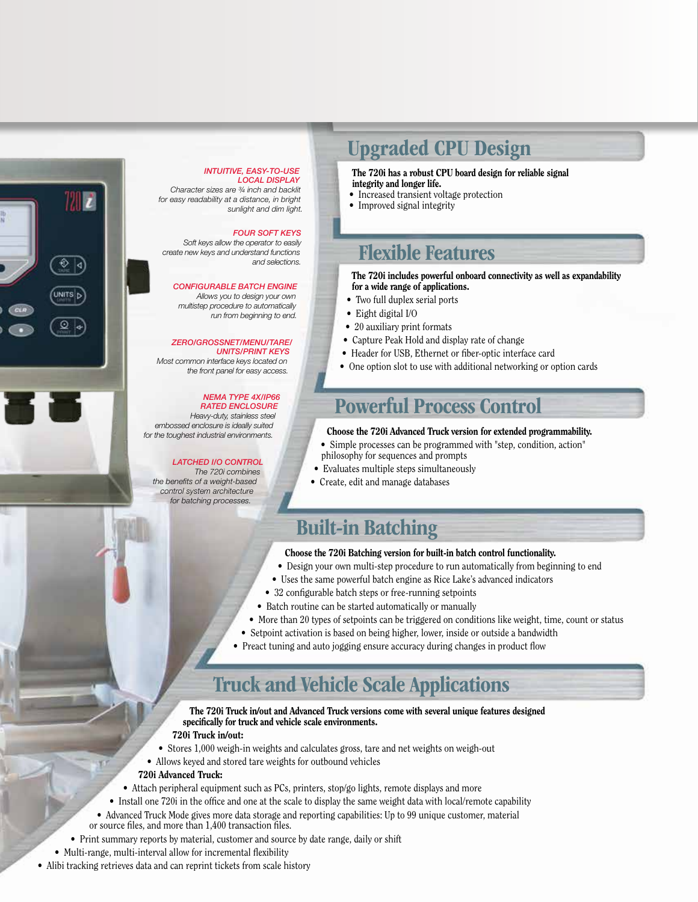*INTUITIVE, EASY-TO-USE LOCAL DISPLAY*
*Character sizes are ¾ inch and backlit for easy readability at a distance, in bright sunlight and dim light.*

*FOUR SOFT KEYS*
*Soft keys allow the operator to easily create new keys and understand functions and selections.*

*CONFIGURABLE BATCH ENGINE*
*Allows you to design your own multistep procedure to automatically run from beginning to end.*

*ZERO/GROSSNET/MENU/TARE/UNITS/PRINT KEYS*
*Most common interface keys located on the front panel for easy access.*

*NEMA TYPE 4X/IP66 RATED ENCLOSURE*
*Heavy-duty, stainless steel embossed enclosure is ideally suited for the toughest industrial environments.*

*LATCHED I/O CONTROL*
*The 720i combines the benefits of a weight-based control system architecture for batching processes.*

## Upgraded CPU Design

**The 720i has a robust CPU board design for reliable signal integrity and longer life.**

- Increased transient voltage protection
- Improved signal integrity

## Flexible Features

**The 720i includes powerful onboard connectivity as well as expandability for a wide range of applications.**

- Two full duplex serial ports
- Eight digital I/O
- 20 auxiliary print formats
- Capture Peak Hold and display rate of change
- Header for USB, Ethernet or fiber-optic interface card
- One option slot to use with additional networking or option cards

## Powerful Process Control

**Choose the 720i Advanced Truck version for extended programmability.**

- Simple processes can be programmed with "step, condition, action" philosophy for sequences and prompts
- Evaluates multiple steps simultaneously
- Create, edit and manage databases

## Built-in Batching

**Choose the 720i Batching version for built-in batch control functionality.**

- Design your own multi-step procedure to run automatically from beginning to end
- Uses the same powerful batch engine as Rice Lake's advanced indicators
- 32 configurable batch steps or free-running setpoints
- Batch routine can be started automatically or manually
- More than 20 types of setpoints can be triggered on conditions like weight, time, count or status
- Setpoint activation is based on being higher, lower, inside or outside a bandwidth
- Preact tuning and auto jogging ensure accuracy during changes in product flow

## Truck and Vehicle Scale Applications

**The 720i Truck in/out and Advanced Truck versions come with several unique features designed specifically for truck and vehicle scale environments.**

**720i Truck in/out:**

- Stores 1,000 weigh-in weights and calculates gross, tare and net weights on weigh-out
- Allows keyed and stored tare weights for outbound vehicles

**720i Advanced Truck:**

- Attach peripheral equipment such as PCs, printers, stop/go lights, remote displays and more
- Install one 720i in the office and one at the scale to display the same weight data with local/remote capability
- Advanced Truck Mode gives more data storage and reporting capabilities: Up to 99 unique customer, material or source files, and more than 1,400 transaction files.
- Print summary reports by material, customer and source by date range, daily or shift
- Multi-range, multi-interval allow for incremental flexibility
- Alibi tracking retrieves data and can reprint tickets from scale history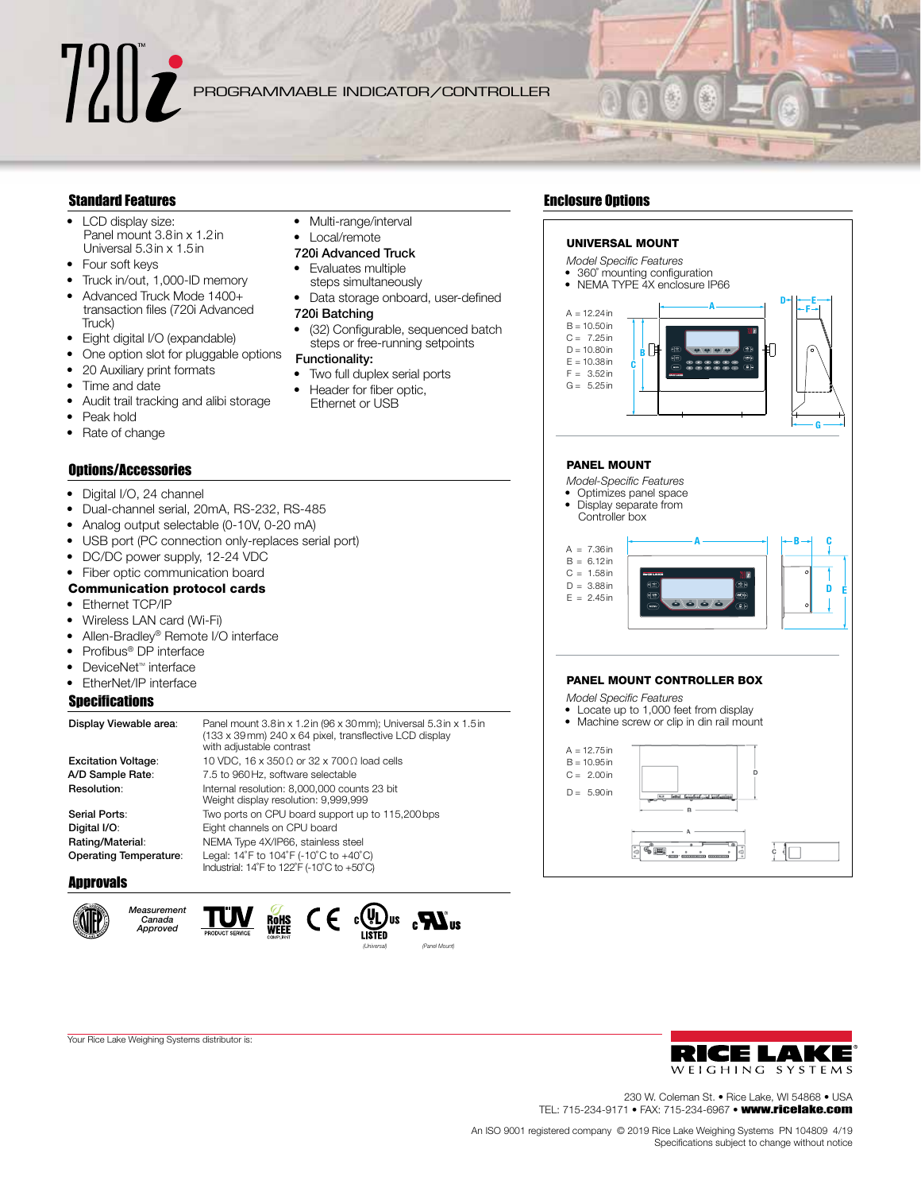# 720i™ PROGRAMMABLE INDICATOR/CONTROLLER

## Standard Features

- LCD display size:
  Panel mount 3.8 in x 1.2 in
  Universal 5.3 in x 1.5 in
- Four soft keys
- Truck in/out, 1,000-ID memory
- Advanced Truck Mode 1400+ transaction files (720i Advanced Truck)
- Eight digital I/O (expandable)
- One option slot for pluggable options
- 20 Auxiliary print formats
- Time and date
- Audit trail tracking and alibi storage
- Peak hold
- Rate of change
- Multi-range/interval
- Local/remote

**720i Advanced Truck**

- Evaluates multiple steps simultaneously
- Data storage onboard, user-defined

**720i Batching**

- (32) Configurable, sequenced batch steps or free-running setpoints

**Functionality:**

- Two full duplex serial ports
- Header for fiber optic, Ethernet or USB

## Options/Accessories

- Digital I/O, 24 channel
- Dual-channel serial, 20mA, RS-232, RS-485
- Analog output selectable (0-10V, 0-20 mA)
- USB port (PC connection only-replaces serial port)
- DC/DC power supply, 12-24 VDC
- Fiber optic communication board

**Communication protocol cards**

- Ethernet TCP/IP
- Wireless LAN card (Wi-Fi)
- Allen-Bradley® Remote I/O interface
- Profibus® DP interface
- DeviceNet™ interface
- EtherNet/IP interface

## Specifications

| | |
|---|---|
| Display Viewable area: | Panel mount 3.8 in x 1.2 in (96 x 30 mm); Universal 5.3 in x 1.5 in (133 x 39 mm) 240 x 64 pixel, transflective LCD display with adjustable contrast |
| Excitation Voltage: | 10 VDC, 16 x 350 Ω or 32 x 700 Ω load cells |
| A/D Sample Rate: | 7.5 to 960 Hz, software selectable |
| Resolution: | Internal resolution: 8,000,000 counts 23 bit<br>Weight display resolution: 9,999,999 |
| Serial Ports: | Two ports on CPU board support up to 115,200 bps |
| Digital I/O: | Eight channels on CPU board |
| Rating/Material: | NEMA Type 4X/IP66, stainless steel |
| Operating Temperature: | Legal: 14°F to 104°F (-10°C to +40°C)<br>Industrial: 14°F to 122°F (-10°C to +50°C) |

## Approvals

NTEP · Measurement Canada Approved · TÜV PRODUCT SERVICE · RoHS WEEE COMPLIANT · CE · cULus LISTED (Universal) · cURus (Panel Mount)

## Enclosure Options

### UNIVERSAL MOUNT

*Model Specific Features*

- 360° mounting configuration
- NEMA TYPE 4X enclosure IP66

A = 12.24 in
B = 10.50 in
C = 7.25 in
D = 10.80 in
E = 10.38 in
F = 3.52 in
G = 5.25 in

### PANEL MOUNT

*Model-Specific Features*

- Optimizes panel space
- Display separate from Controller box

A = 7.36 in
B = 6.12 in
C = 1.58 in
D = 3.88 in
E = 2.45 in

### PANEL MOUNT CONTROLLER BOX

*Model Specific Features*

- Locate up to 1,000 feet from display
- Machine screw or clip in din rail mount

A = 12.75 in
B = 10.95 in
C = 2.00 in
D = 5.90 in

Your Rice Lake Weighing Systems distributor is:

RICE LAKE WEIGHING SYSTEMS

230 W. Coleman St. • Rice Lake, WI 54868 • USA
TEL: 715-234-9171 • FAX: 715-234-6967 • **www.ricelake.com**

An ISO 9001 registered company © 2019 Rice Lake Weighing Systems PN 104809 4/19
Specifications subject to change without notice